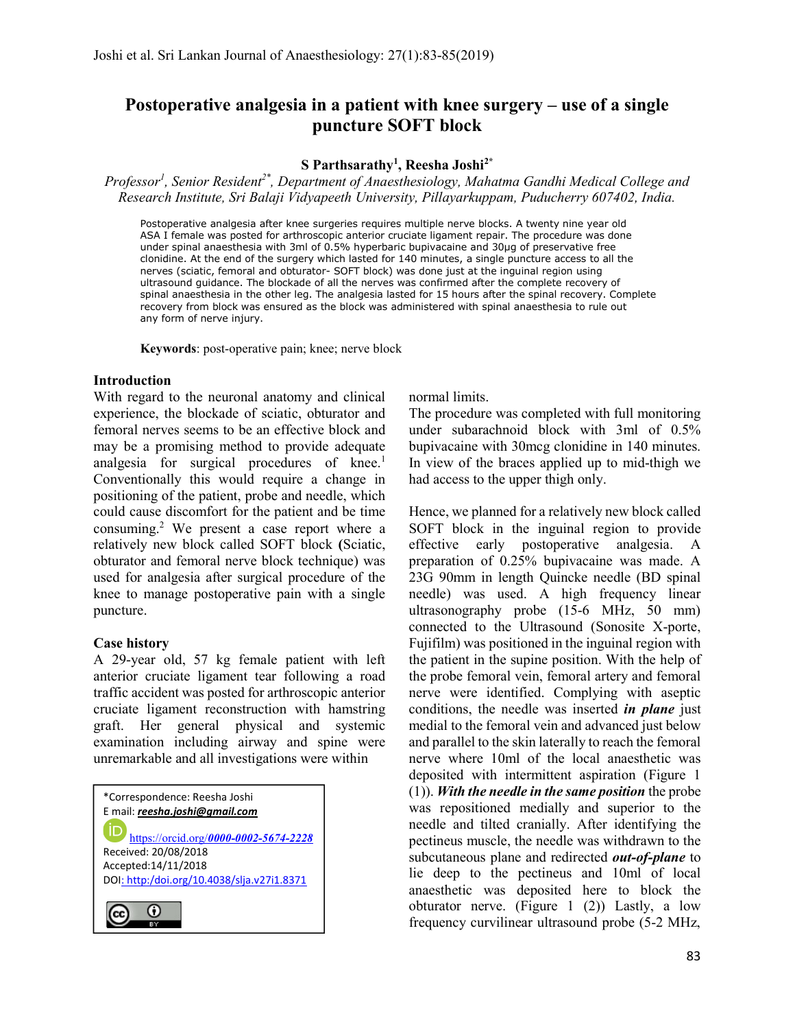# Postoperative analgesia in a patient with knee surgery – use of a single puncture SOFT block

**S Parthsarathy[1], Reesha Joshi[2*]**

*Professor[1], Senior Resident[2*], Department of Anaesthesiology, Mahatma Gandhi Medical College and Research Institute, Sri Balaji Vidyapeeth University, Pillayarkuppam, Puducherry 607402, India.*

Postoperative analgesia after knee surgeries requires multiple nerve blocks. A twenty nine year old ASA I female was posted for arthroscopic anterior cruciate ligament repair. The procedure was done under spinal anaesthesia with 3ml of 0.5% hyperbaric bupivacaine and 30μg of preservative free clonidine. At the end of the surgery which lasted for 140 minutes, a single puncture access to all the nerves (sciatic, femoral and obturator- SOFT block) was done just at the inguinal region using ultrasound guidance. The blockade of all the nerves was confirmed after the complete recovery of spinal anaesthesia in the other leg. The analgesia lasted for 15 hours after the spinal recovery. Complete recovery from block was ensured as the block was administered with spinal anaesthesia to rule out any form of nerve injury.

**Keywords**: post-operative pain; knee; nerve block

## Introduction

With regard to the neuronal anatomy and clinical experience, the blockade of sciatic, obturator and femoral nerves seems to be an effective block and may be a promising method to provide adequate analgesia for surgical procedures of knee.[1] Conventionally this would require a change in positioning of the patient, probe and needle, which could cause discomfort for the patient and be time consuming.[2] We present a case report where a relatively new block called SOFT block **(**Sciatic, obturator and femoral nerve block technique) was used for analgesia after surgical procedure of the knee to manage postoperative pain with a single puncture.

## Case history

A 29-year old, 57 kg female patient with left anterior cruciate ligament tear following a road traffic accident was posted for arthroscopic anterior cruciate ligament reconstruction with hamstring graft. Her general physical and systemic examination including airway and spine were unremarkable and all investigations were within normal limits.

The procedure was completed with full monitoring under subarachnoid block with 3ml of 0.5% bupivacaine with 30mcg clonidine in 140 minutes. In view of the braces applied up to mid-thigh we had access to the upper thigh only.

Hence, we planned for a relatively new block called SOFT block in the inguinal region to provide effective early postoperative analgesia. A preparation of 0.25% bupivacaine was made. A 23G 90mm in length Quincke needle (BD spinal needle) was used. A high frequency linear ultrasonography probe (15-6 MHz, 50 mm) connected to the Ultrasound (Sonosite X-porte, Fujifilm) was positioned in the inguinal region with the patient in the supine position. With the help of the probe femoral vein, femoral artery and femoral nerve were identified. Complying with aseptic conditions, the needle was inserted ***in plane*** just medial to the femoral vein and advanced just below and parallel to the skin laterally to reach the femoral nerve where 10ml of the local anaesthetic was deposited with intermittent aspiration (Figure 1 (1)). ***With the needle in the same position*** the probe was repositioned medially and superior to the needle and tilted cranially. After identifying the pectineus muscle, the needle was withdrawn to the subcutaneous plane and redirected ***out-of-plane*** to lie deep to the pectineus and 10ml of local anaesthetic was deposited here to block the obturator nerve. (Figure 1 (2)) Lastly, a low frequency curvilinear ultrasound probe (5-2 MHz,

*Correspondence: Reesha Joshi
E mail: ***reesha.joshi@gmail.com***
https://orcid.org/***0000-0002-5674-2228***
Received: 20/08/2018
Accepted:14/11/2018
DOI: http:/doi.org/10.4038/slja.v27i1.8371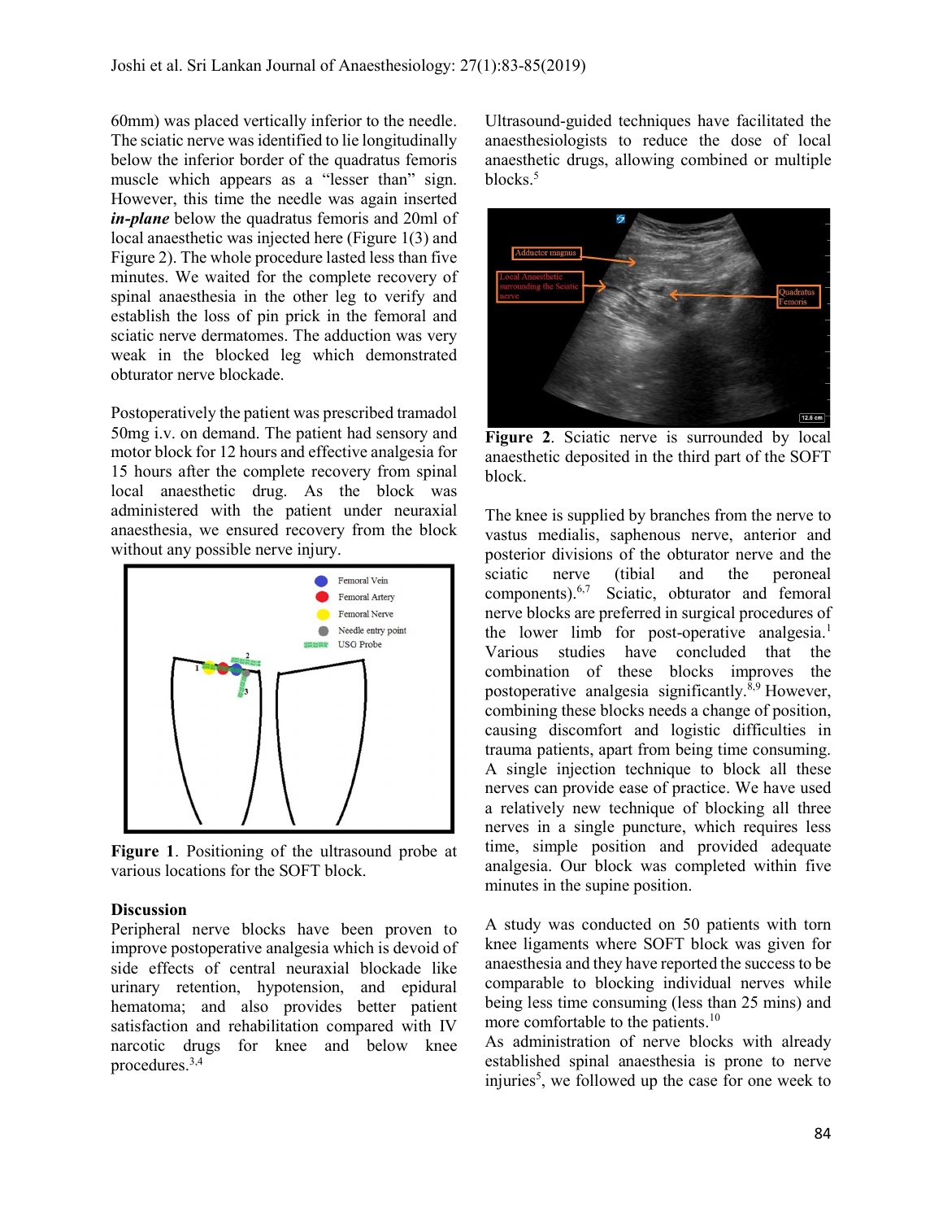60mm) was placed vertically inferior to the needle. The sciatic nerve was identified to lie longitudinally below the inferior border of the quadratus femoris muscle which appears as a "lesser than" sign. However, this time the needle was again inserted ***in-plane*** below the quadratus femoris and 20ml of local anaesthetic was injected here (Figure 1(3) and Figure 2). The whole procedure lasted less than five minutes. We waited for the complete recovery of spinal anaesthesia in the other leg to verify and establish the loss of pin prick in the femoral and sciatic nerve dermatomes. The adduction was very weak in the blocked leg which demonstrated obturator nerve blockade.

Postoperatively the patient was prescribed tramadol 50mg i.v. on demand. The patient had sensory and motor block for 12 hours and effective analgesia for 15 hours after the complete recovery from spinal local anaesthetic drug. As the block was administered with the patient under neuraxial anaesthesia, we ensured recovery from the block without any possible nerve injury.

**Figure 1**. Positioning of the ultrasound probe at various locations for the SOFT block.

## Discussion

Peripheral nerve blocks have been proven to improve postoperative analgesia which is devoid of side effects of central neuraxial blockade like urinary retention, hypotension, and epidural hematoma; and also provides better patient satisfaction and rehabilitation compared with IV narcotic drugs for knee and below knee procedures.[3,4]

Ultrasound-guided techniques have facilitated the anaesthesiologists to reduce the dose of local anaesthetic drugs, allowing combined or multiple blocks.[5]

**Figure 2**. Sciatic nerve is surrounded by local anaesthetic deposited in the third part of the SOFT block.

The knee is supplied by branches from the nerve to vastus medialis, saphenous nerve, anterior and posterior divisions of the obturator nerve and the sciatic nerve (tibial and the peroneal components).[6,7] Sciatic, obturator and femoral nerve blocks are preferred in surgical procedures of the lower limb for post-operative analgesia.[1] Various studies have concluded that the combination of these blocks improves the postoperative analgesia significantly.[8,9] However, combining these blocks needs a change of position, causing discomfort and logistic difficulties in trauma patients, apart from being time consuming. A single injection technique to block all these nerves can provide ease of practice. We have used a relatively new technique of blocking all three nerves in a single puncture, which requires less time, simple position and provided adequate analgesia. Our block was completed within five minutes in the supine position.

A study was conducted on 50 patients with torn knee ligaments where SOFT block was given for anaesthesia and they have reported the success to be comparable to blocking individual nerves while being less time consuming (less than 25 mins) and more comfortable to the patients.[10]

As administration of nerve blocks with already established spinal anaesthesia is prone to nerve injuries[5], we followed up the case for one week to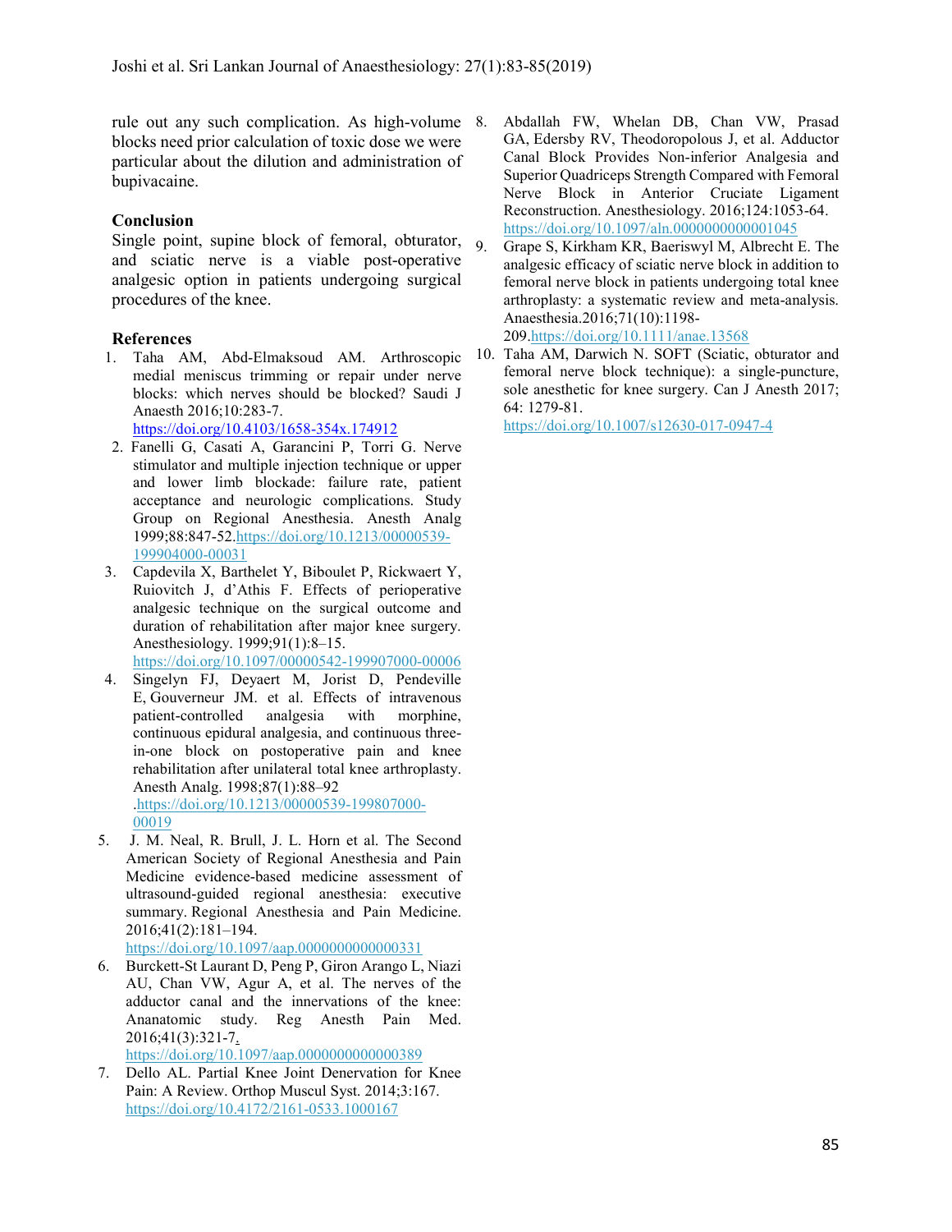rule out any such complication. As high-volume blocks need prior calculation of toxic dose we were particular about the dilution and administration of bupivacaine.

## Conclusion

Single point, supine block of femoral, obturator, and sciatic nerve is a viable post-operative analgesic option in patients undergoing surgical procedures of the knee.

## References

1. Taha AM, Abd-Elmaksoud AM. Arthroscopic medial meniscus trimming or repair under nerve blocks: which nerves should be blocked? Saudi J Anaesth 2016;10:283-7. https://doi.org/10.4103/1658-354x.174912
2. Fanelli G, Casati A, Garancini P, Torri G. Nerve stimulator and multiple injection technique or upper and lower limb blockade: failure rate, patient acceptance and neurologic complications. Study Group on Regional Anesthesia. Anesth Analg 1999;88:847-52. https://doi.org/10.1213/00000539-199904000-00031
3. Capdevila X, Barthelet Y, Biboulet P, Rickwaert Y, Ruiovitch J, d'Athis F. Effects of perioperative analgesic technique on the surgical outcome and duration of rehabilitation after major knee surgery. Anesthesiology. 1999;91(1):8–15. https://doi.org/10.1097/00000542-199907000-00006
4. Singelyn FJ, Deyaert M, Jorist D, Pendeville E, Gouverneur JM. et al. Effects of intravenous patient-controlled analgesia with morphine, continuous epidural analgesia, and continuous three-in-one block on postoperative pain and knee rehabilitation after unilateral total knee arthroplasty. Anesth Analg. 1998;87(1):88–92 .https://doi.org/10.1213/00000539-199807000-00019
5. J. M. Neal, R. Brull, J. L. Horn et al. The Second American Society of Regional Anesthesia and Pain Medicine evidence-based medicine assessment of ultrasound-guided regional anesthesia: executive summary. Regional Anesthesia and Pain Medicine. 2016;41(2):181–194. https://doi.org/10.1097/aap.0000000000000331
6. Burckett-St Laurant D, Peng P, Giron Arango L, Niazi AU, Chan VW, Agur A, et al. The nerves of the adductor canal and the innervations of the knee: Ananatomic study. Reg Anesth Pain Med. 2016;41(3):321-7. https://doi.org/10.1097/aap.0000000000000389
7. Dello AL. Partial Knee Joint Denervation for Knee Pain: A Review. Orthop Muscul Syst. 2014;3:167. https://doi.org/10.4172/2161-0533.1000167
8. Abdallah FW, Whelan DB, Chan VW, Prasad GA, Edersby RV, Theodoropolous J, et al. Adductor Canal Block Provides Non-inferior Analgesia and Superior Quadriceps Strength Compared with Femoral Nerve Block in Anterior Cruciate Ligament Reconstruction. Anesthesiology. 2016;124:1053-64. https://doi.org/10.1097/aln.0000000000001045
9. Grape S, Kirkham KR, Baeriswyl M, Albrecht E. The analgesic efficacy of sciatic nerve block in addition to femoral nerve block in patients undergoing total knee arthroplasty: a systematic review and meta-analysis. Anaesthesia.2016;71(10):1198-209.https://doi.org/10.1111/anae.13568
10. Taha AM, Darwich N. SOFT (Sciatic, obturator and femoral nerve block technique): a single-puncture, sole anesthetic for knee surgery. Can J Anesth 2017; 64: 1279-81. https://doi.org/10.1007/s12630-017-0947-4